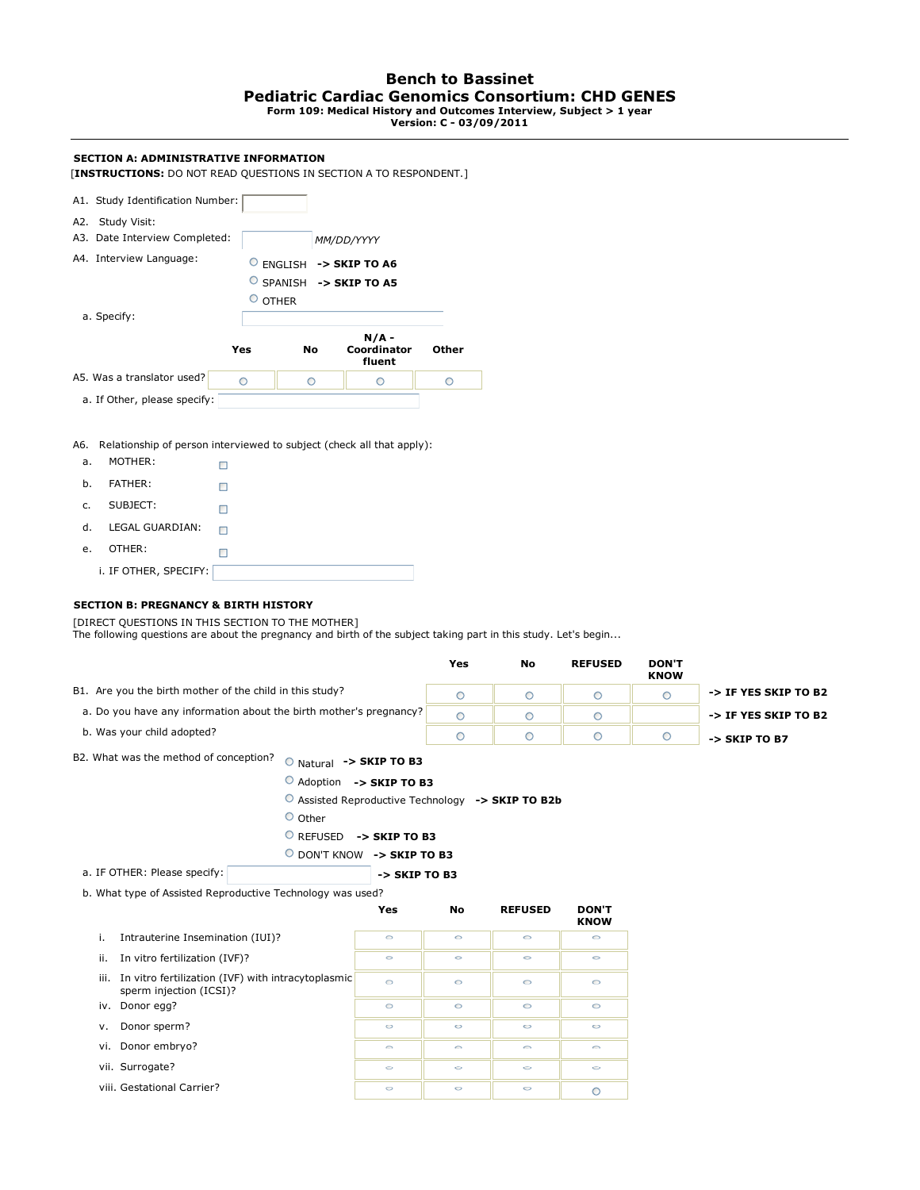# Bench to Bassinet
## Pediatric Cardiac Genomics Consortium: CHD GENES
**Form 109: Medical History and Outcomes Interview, Subject > 1 year**
**Version: C - 03/09/2011**

---

### SECTION A: ADMINISTRATIVE INFORMATION

[**INSTRUCTIONS:** DO NOT READ QUESTIONS IN SECTION A TO RESPONDENT.]

A1. Study Identification Number:

A2. Study Visit:

A3. Date Interview Completed: _MM/DD/YYYY_

A4. Interview Language:
- ENGLISH **-> SKIP TO A6**
- SPANISH **-> SKIP TO A5**
- OTHER

a. Specify:

| | Yes | No | N/A - Coordinator fluent | Other |
|---|---|---|---|---|
| A5. Was a translator used? | ○ | ○ | ○ | ○ |

a. If Other, please specify:

A6. Relationship of person interviewed to subject (check all that apply):

a. MOTHER: ☐

b. FATHER: ☐

c. SUBJECT: ☐

d. LEGAL GUARDIAN: ☐

e. OTHER: ☐

i. IF OTHER, SPECIFY:

### SECTION B: PREGNANCY & BIRTH HISTORY

[DIRECT QUESTIONS IN THIS SECTION TO THE MOTHER]
The following questions are about the pregnancy and birth of the subject taking part in this study. Let's begin...

| | Yes | No | REFUSED | DON'T KNOW | |
|---|---|---|---|---|---|
| B1. Are you the birth mother of the child in this study? | ○ | ○ | ○ | ○ | **-> IF YES SKIP TO B2** |
| a. Do you have any information about the birth mother's pregnancy? | ○ | ○ | ○ | | **-> IF YES SKIP TO B2** |
| b. Was your child adopted? | ○ | ○ | ○ | ○ | **-> SKIP TO B7** |

B2. What was the method of conception?
- Natural **-> SKIP TO B3**
- Adoption **-> SKIP TO B3**
- Assisted Reproductive Technology **-> SKIP TO B2b**
- Other
- REFUSED **-> SKIP TO B3**
- DON'T KNOW **-> SKIP TO B3**

a. IF OTHER: Please specify: **-> SKIP TO B3**

b. What type of Assisted Reproductive Technology was used?

| | Yes | No | REFUSED | DON'T KNOW |
|---|---|---|---|---|
| i. Intrauterine Insemination (IUI)? | ○ | ○ | ○ | ○ |
| ii. In vitro fertilization (IVF)? | ○ | ○ | ○ | ○ |
| iii. In vitro fertilization (IVF) with intracytoplasmic sperm injection (ICSI)? | ○ | ○ | ○ | ○ |
| iv. Donor egg? | ○ | ○ | ○ | ○ |
| v. Donor sperm? | ○ | ○ | ○ | ○ |
| vi. Donor embryo? | ○ | ○ | ○ | ○ |
| vii. Surrogate? | ○ | ○ | ○ | ○ |
| viii. Gestational Carrier? | ○ | ○ | ○ | ○ |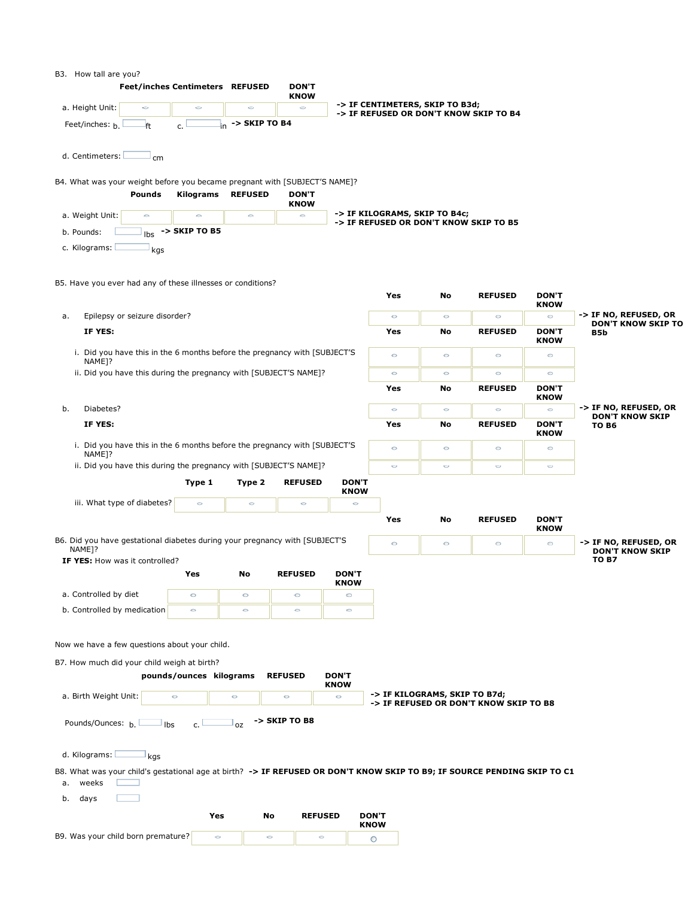B3. How tall are you?

| | Feet/inches | Centimeters | REFUSED | DON'T KNOW | |
|---|---|---|---|---|---|
| a. Height Unit: | ○ | ○ | ○ | ○ | -> IF CENTIMETERS, SKIP TO B3d; -> IF REFUSED OR DON'T KNOW SKIP TO B4 |

Feet/inches: b. ____ ft c. ____ in -> **SKIP TO B4**

d. Centimeters: ____ cm

B4. What was your weight before you became pregnant with [SUBJECT'S NAME]?

| | Pounds | Kilograms | REFUSED | DON'T KNOW | |
|---|---|---|---|---|---|
| a. Weight Unit: | ○ | ○ | ○ | ○ | -> IF KILOGRAMS, SKIP TO B4c; -> IF REFUSED OR DON'T KNOW SKIP TO B5 |

b. Pounds: ____ lbs -> **SKIP TO B5**

c. Kilograms: ____ kgs

B5. Have you ever had any of these illnesses or conditions?

| | | Yes | No | REFUSED | DON'T KNOW | |
|---|---|---|---|---|---|---|
| a. | Epilepsy or seizure disorder? | ○ | ○ | ○ | ○ | -> IF NO, REFUSED, OR DON'T KNOW SKIP TO B5b |
| | **IF YES:** | **Yes** | **No** | **REFUSED** | **DON'T KNOW** | |
| | i. Did you have this in the 6 months before the pregnancy with [SUBJECT'S NAME]? | ○ | ○ | ○ | ○ | |
| | ii. Did you have this during the pregnancy with [SUBJECT'S NAME]? | ○ | ○ | ○ | ○ | |
| | | **Yes** | **No** | **REFUSED** | **DON'T KNOW** | |
| b. | Diabetes? | ○ | ○ | ○ | ○ | -> IF NO, REFUSED, OR DON'T KNOW SKIP TO B6 |
| | **IF YES:** | **Yes** | **No** | **REFUSED** | **DON'T KNOW** | |
| | i. Did you have this in the 6 months before the pregnancy with [SUBJECT'S NAME]? | ○ | ○ | ○ | ○ | |
| | ii. Did you have this during the pregnancy with [SUBJECT'S NAME]? | ○ | ○ | ○ | ○ | |

| | Type 1 | Type 2 | REFUSED | DON'T KNOW |
|---|---|---|---|---|
| iii. What type of diabetes? | ○ | ○ | ○ | ○ |

| | Yes | No | REFUSED | DON'T KNOW | |
|---|---|---|---|---|---|
| B6. Did you have gestational diabetes during your pregnancy with [SUBJECT'S NAME]? | ○ | ○ | ○ | ○ | -> IF NO, REFUSED, OR DON'T KNOW SKIP TO B7 |

**IF YES:** How was it controlled?

| | Yes | No | REFUSED | DON'T KNOW |
|---|---|---|---|---|
| a. Controlled by diet | ○ | ○ | ○ | ○ |
| b. Controlled by medication | ○ | ○ | ○ | ○ |

Now we have a few questions about your child.

B7. How much did your child weigh at birth?

| | pounds/ounces | kilograms | REFUSED | DON'T KNOW | |
|---|---|---|---|---|---|
| a. Birth Weight Unit: | ○ | ○ | ○ | ○ | -> IF KILOGRAMS, SKIP TO B7d; -> IF REFUSED OR DON'T KNOW SKIP TO B8 |

Pounds/Ounces: b. ____ lbs c. ____ oz -> **SKIP TO B8**

d. Kilograms: ____ kgs

B8. What was your child's gestational age at birth? **-> IF REFUSED OR DON'T KNOW SKIP TO B9; IF SOURCE PENDING SKIP TO C1**

a. weeks ____

b. days ____

| | Yes | No | REFUSED | DON'T KNOW |
|---|---|---|---|---|
| B9. Was your child born premature? | ○ | ○ | ○ | ○ |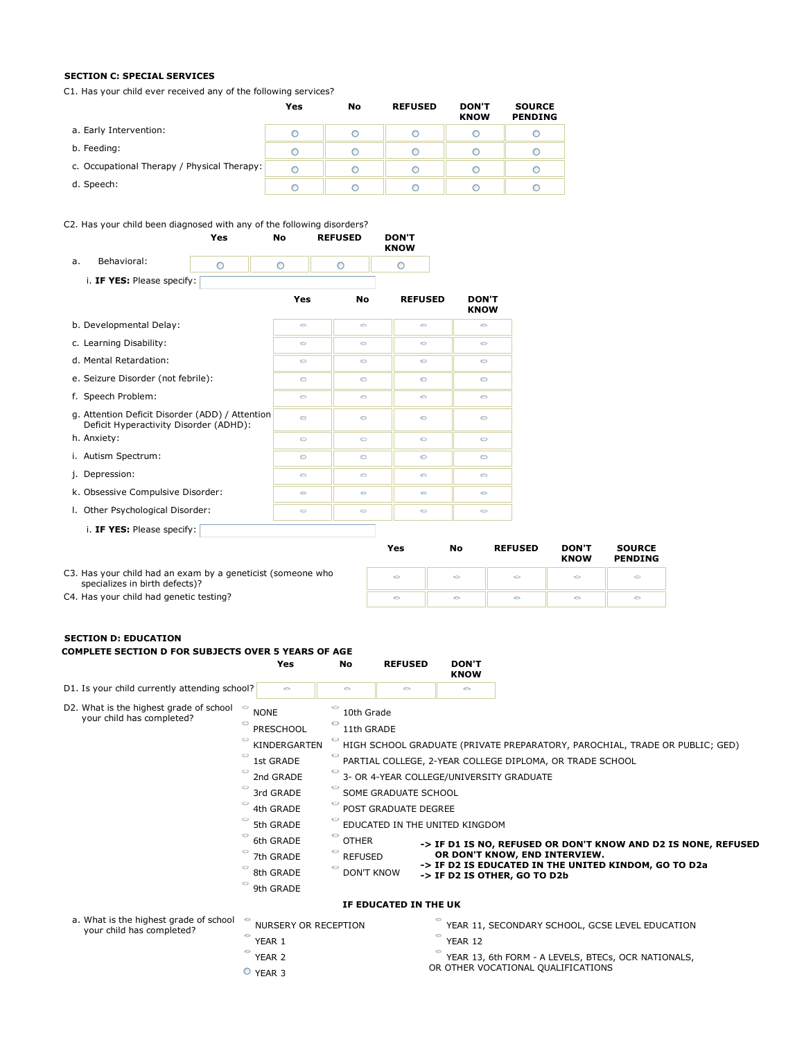**SECTION C: SPECIAL SERVICES**

C1. Has your child ever received any of the following services?

| | Yes | No | REFUSED | DON'T KNOW | SOURCE PENDING |
|---|---|---|---|---|---|
| a. Early Intervention: | ○ | ○ | ○ | ○ | ○ |
| b. Feeding: | ○ | ○ | ○ | ○ | ○ |
| c. Occupational Therapy / Physical Therapy: | ○ | ○ | ○ | ○ | ○ |
| d. Speech: | ○ | ○ | ○ | ○ | ○ |

C2. Has your child been diagnosed with any of the following disorders?

| | Yes | No | REFUSED | DON'T KNOW |
|---|---|---|---|---|
| a. Behavioral: | ○ | ○ | ○ | ○ |

i. **IF YES:** Please specify: ______

| | Yes | No | REFUSED | DON'T KNOW |
|---|---|---|---|---|
| b. Developmental Delay: | ○ | ○ | ○ | ○ |
| c. Learning Disability: | ○ | ○ | ○ | ○ |
| d. Mental Retardation: | ○ | ○ | ○ | ○ |
| e. Seizure Disorder (not febrile): | ○ | ○ | ○ | ○ |
| f. Speech Problem: | ○ | ○ | ○ | ○ |
| g. Attention Deficit Disorder (ADD) / Attention Deficit Hyperactivity Disorder (ADHD): | ○ | ○ | ○ | ○ |
| h. Anxiety: | ○ | ○ | ○ | ○ |
| i. Autism Spectrum: | ○ | ○ | ○ | ○ |
| j. Depression: | ○ | ○ | ○ | ○ |
| k. Obsessive Compulsive Disorder: | ○ | ○ | ○ | ○ |
| l. Other Psychological Disorder: | ○ | ○ | ○ | ○ |

i. **IF YES:** Please specify: ______

| | Yes | No | REFUSED | DON'T KNOW | SOURCE PENDING |
|---|---|---|---|---|---|
| C3. Has your child had an exam by a geneticist (someone who specializes in birth defects)? | ○ | ○ | ○ | ○ | ○ |
| C4. Has your child had genetic testing? | ○ | ○ | ○ | ○ | ○ |

**SECTION D: EDUCATION**

**COMPLETE SECTION D FOR SUBJECTS OVER 5 YEARS OF AGE**

| | Yes | No | REFUSED | DON'T KNOW |
|---|---|---|---|---|
| D1. Is your child currently attending school? | ○ | ○ | ○ | ○ |

D2. What is the highest grade of school your child has completed?

- ○ NONE
- ○ PRESCHOOL
- ○ KINDERGARTEN
- ○ 1st GRADE
- ○ 2nd GRADE
- ○ 3rd GRADE
- ○ 4th GRADE
- ○ 5th GRADE
- ○ 6th GRADE
- ○ 7th GRADE
- ○ 8th GRADE
- ○ 9th GRADE
- ○ 10th Grade
- ○ 11th GRADE
- ○ HIGH SCHOOL GRADUATE (PRIVATE PREPARATORY, PAROCHIAL, TRADE OR PUBLIC; GED)
- ○ PARTIAL COLLEGE, 2-YEAR COLLEGE DIPLOMA, OR TRADE SCHOOL
- ○ 3- OR 4-YEAR COLLEGE/UNIVERSITY GRADUATE
- ○ SOME GRADUATE SCHOOL
- ○ POST GRADUATE DEGREE
- ○ EDUCATED IN THE UNITED KINGDOM
- ○ OTHER
- ○ REFUSED
- ○ DON'T KNOW

**-> IF D1 IS NO, REFUSED OR DON'T KNOW AND D2 IS NONE, REFUSED OR DON'T KNOW, END INTERVIEW.**
**-> IF D2 IS EDUCATED IN THE UNITED KINDOM, GO TO D2a**
**-> IF D2 IS OTHER, GO TO D2b**

**IF EDUCATED IN THE UK**

a. What is the highest grade of school your child has completed?

- ○ NURSERY OR RECEPTION
- ○ YEAR 1
- ○ YEAR 2
- ○ YEAR 3
- ○ YEAR 11, SECONDARY SCHOOL, GCSE LEVEL EDUCATION
- ○ YEAR 12
- ○ YEAR 13, 6th FORM - A LEVELS, BTECs, OCR NATIONALS, OR OTHER VOCATIONAL QUALIFICATIONS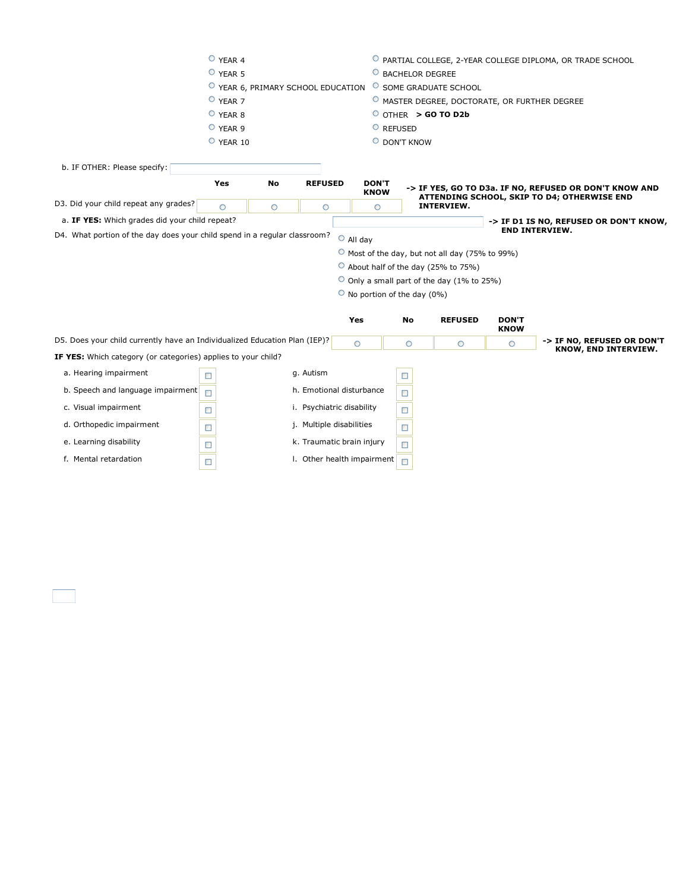- ○ YEAR 4
- ○ YEAR 5
- ○ YEAR 6, PRIMARY SCHOOL EDUCATION
- ○ YEAR 7
- ○ YEAR 8
- ○ YEAR 9
- ○ YEAR 10
- ○ PARTIAL COLLEGE, 2-YEAR COLLEGE DIPLOMA, OR TRADE SCHOOL
- ○ BACHELOR DEGREE
- ○ SOME GRADUATE SCHOOL
- ○ MASTER DEGREE, DOCTORATE, OR FURTHER DEGREE
- ○ OTHER **> GO TO D2b**
- ○ REFUSED
- ○ DON'T KNOW

b. IF OTHER: Please specify: ______

| | Yes | No | REFUSED | DON'T KNOW | |
|---|---|---|---|---|---|
| D3. Did your child repeat any grades? | ○ | ○ | ○ | ○ | **-> IF YES, GO TO D3a. IF NO, REFUSED OR DON'T KNOW AND ATTENDING SCHOOL, SKIP TO D4; OTHERWISE END INTERVIEW.** |

a. **IF YES:** Which grades did your child repeat? ______ **-> IF D1 IS NO, REFUSED OR DON'T KNOW, END INTERVIEW.**

D4. What portion of the day does your child spend in a regular classroom?

- ○ All day
- ○ Most of the day, but not all day (75% to 99%)
- ○ About half of the day (25% to 75%)
- ○ Only a small part of the day (1% to 25%)
- ○ No portion of the day (0%)

| | Yes | No | REFUSED | DON'T KNOW | |
|---|---|---|---|---|---|
| D5. Does your child currently have an Individualized Education Plan (IEP)? | ○ | ○ | ○ | ○ | **-> IF NO, REFUSED OR DON'T KNOW, END INTERVIEW.** |

**IF YES:** Which category (or categories) applies to your child?

- a. Hearing impairment ☐
- b. Speech and language impairment ☐
- c. Visual impairment ☐
- d. Orthopedic impairment ☐
- e. Learning disability ☐
- f. Mental retardation ☐
- g. Autism ☐
- h. Emotional disturbance ☐
- i. Psychiatric disability ☐
- j. Multiple disabilities ☐
- k. Traumatic brain injury ☐
- l. Other health impairment ☐